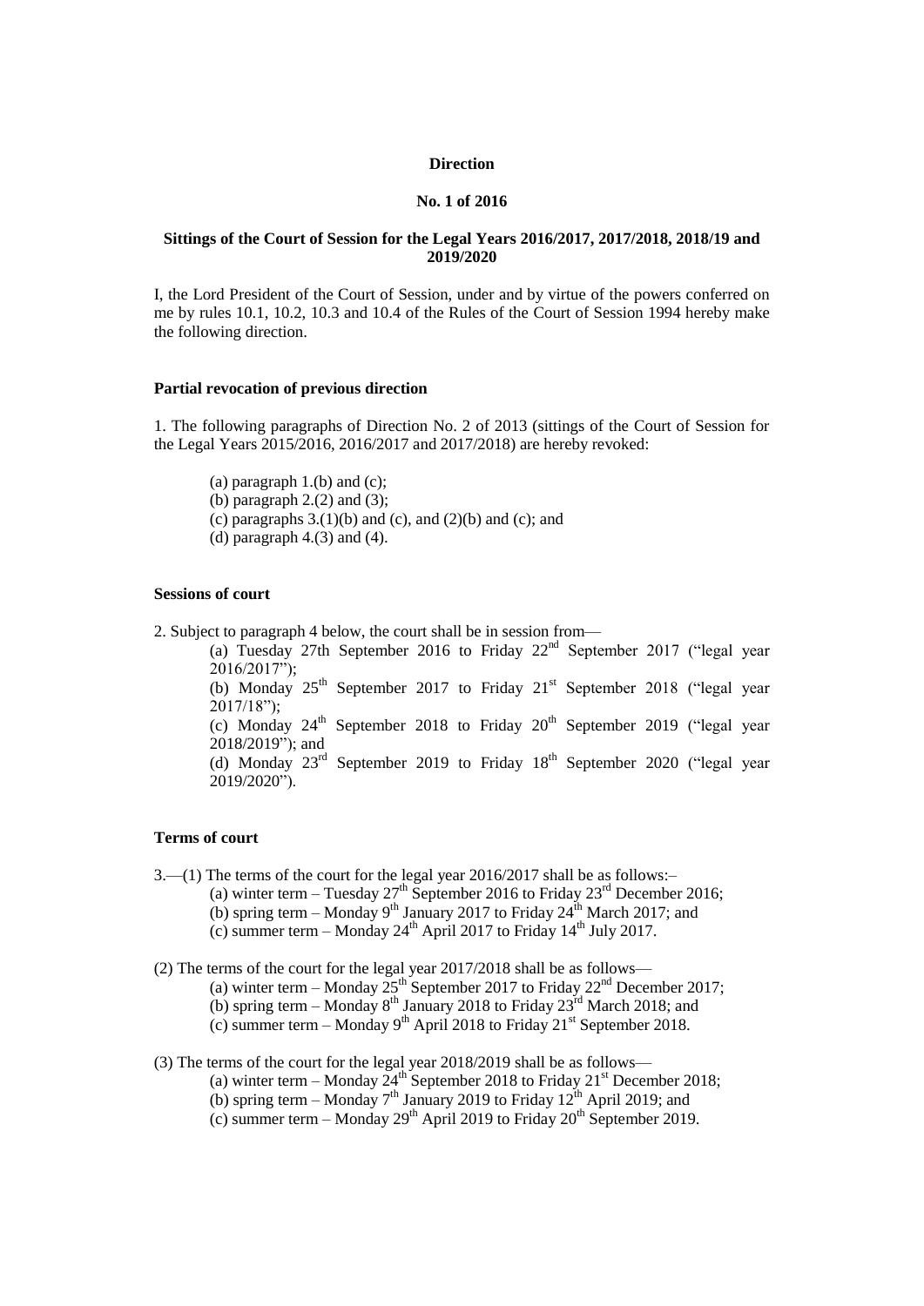**Direction**

**No. 1 of 2016**

**Sittings of the Court of Session for the Legal Years 2016/2017, 2017/2018, 2018/19 and 2019/2020**

I, the Lord President of the Court of Session, under and by virtue of the powers conferred on me by rules 10.1, 10.2, 10.3 and 10.4 of the Rules of the Court of Session 1994 hereby make the following direction.

**Partial revocation of previous direction**

1. The following paragraphs of Direction No. 2 of 2013 (sittings of the Court of Session for the Legal Years 2015/2016, 2016/2017 and 2017/2018) are hereby revoked:

(a) paragraph 1.(b) and (c);
(b) paragraph 2.(2) and (3);
(c) paragraphs 3.(1)(b) and (c), and (2)(b) and (c); and
(d) paragraph 4.(3) and (4).

**Sessions of court**

2. Subject to paragraph 4 below, the court shall be in session from—

(a) Tuesday 27th September 2016 to Friday 22nd September 2017 ("legal year 2016/2017");
(b) Monday 25th September 2017 to Friday 21st September 2018 ("legal year 2017/18");
(c) Monday 24th September 2018 to Friday 20th September 2019 ("legal year 2018/2019"); and
(d) Monday 23rd September 2019 to Friday 18th September 2020 ("legal year 2019/2020").

**Terms of court**

3.—(1) The terms of the court for the legal year 2016/2017 shall be as follows:–

(a) winter term – Tuesday 27th September 2016 to Friday 23rd December 2016;
(b) spring term – Monday 9th January 2017 to Friday 24th March 2017; and
(c) summer term – Monday 24th April 2017 to Friday 14th July 2017.

(2) The terms of the court for the legal year 2017/2018 shall be as follows—

(a) winter term – Monday 25th September 2017 to Friday 22nd December 2017;
(b) spring term – Monday 8th January 2018 to Friday 23rd March 2018; and
(c) summer term – Monday 9th April 2018 to Friday 21st September 2018.

(3) The terms of the court for the legal year 2018/2019 shall be as follows—

(a) winter term – Monday 24th September 2018 to Friday 21st December 2018;
(b) spring term – Monday 7th January 2019 to Friday 12th April 2019; and
(c) summer term – Monday 29th April 2019 to Friday 20th September 2019.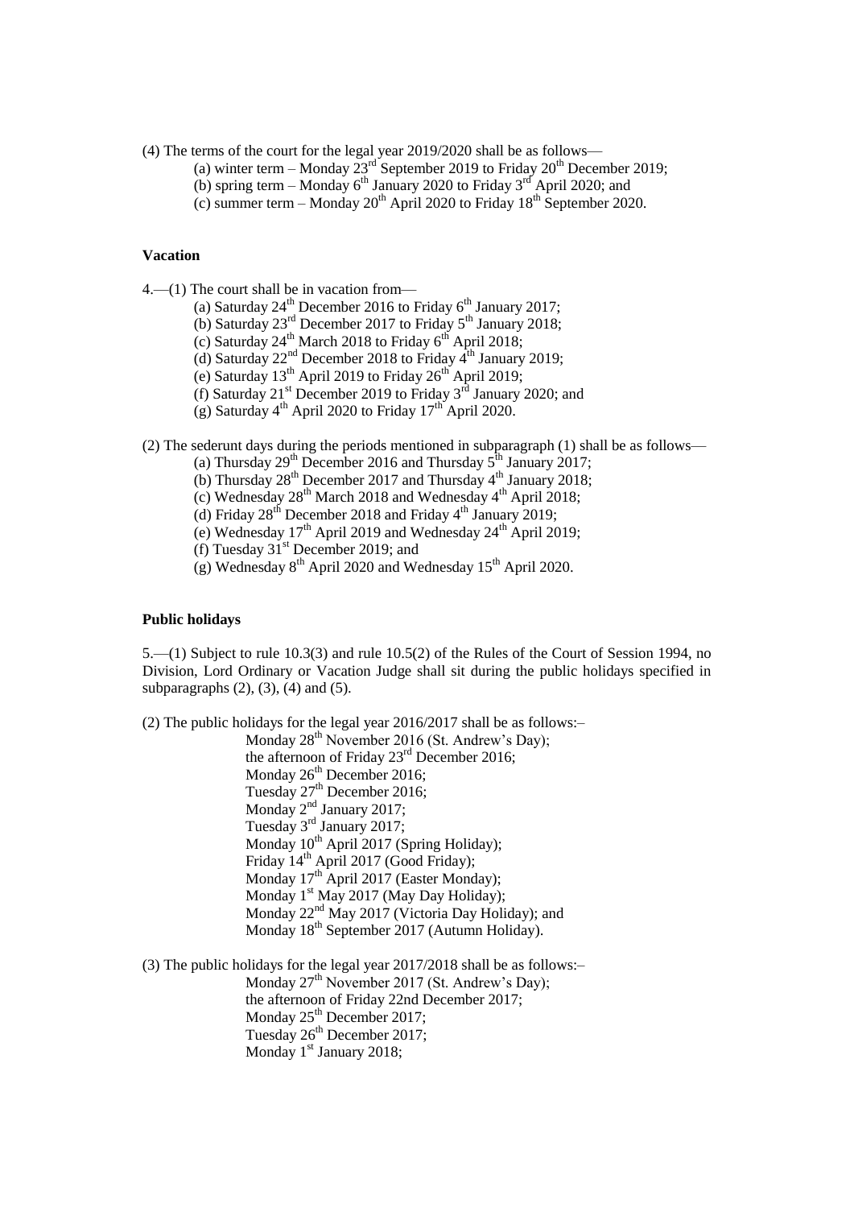(4) The terms of the court for the legal year 2019/2020 shall be as follows—

(a) winter term – Monday 23rd September 2019 to Friday 20th December 2019;

(b) spring term – Monday 6th January 2020 to Friday 3rd April 2020; and

(c) summer term – Monday 20th April 2020 to Friday 18th September 2020.

**Vacation**

4.—(1) The court shall be in vacation from—

(a) Saturday 24th December 2016 to Friday 6th January 2017;

(b) Saturday 23rd December 2017 to Friday 5th January 2018;

(c) Saturday 24th March 2018 to Friday 6th April 2018;

(d) Saturday 22nd December 2018 to Friday 4th January 2019;

(e) Saturday 13th April 2019 to Friday 26th April 2019;

(f) Saturday 21st December 2019 to Friday 3rd January 2020; and

(g) Saturday 4th April 2020 to Friday 17th April 2020.

(2) The sederunt days during the periods mentioned in subparagraph (1) shall be as follows—

(a) Thursday 29th December 2016 and Thursday 5th January 2017;

(b) Thursday 28th December 2017 and Thursday 4th January 2018;

(c) Wednesday 28th March 2018 and Wednesday 4th April 2018;

(d) Friday 28th December 2018 and Friday 4th January 2019;

(e) Wednesday 17th April 2019 and Wednesday 24th April 2019;

(f) Tuesday 31st December 2019; and

(g) Wednesday 8th April 2020 and Wednesday 15th April 2020.

**Public holidays**

5.—(1) Subject to rule 10.3(3) and rule 10.5(2) of the Rules of the Court of Session 1994, no Division, Lord Ordinary or Vacation Judge shall sit during the public holidays specified in subparagraphs (2), (3), (4) and (5).

(2) The public holidays for the legal year 2016/2017 shall be as follows:–

Monday 28th November 2016 (St. Andrew's Day);
the afternoon of Friday 23rd December 2016;
Monday 26th December 2016;
Tuesday 27th December 2016;
Monday 2nd January 2017;
Tuesday 3rd January 2017;
Monday 10th April 2017 (Spring Holiday);
Friday 14th April 2017 (Good Friday);
Monday 17th April 2017 (Easter Monday);
Monday 1st May 2017 (May Day Holiday);
Monday 22nd May 2017 (Victoria Day Holiday); and
Monday 18th September 2017 (Autumn Holiday).

(3) The public holidays for the legal year 2017/2018 shall be as follows:–

Monday 27th November 2017 (St. Andrew's Day);
the afternoon of Friday 22nd December 2017;
Monday 25th December 2017;
Tuesday 26th December 2017;
Monday 1st January 2018;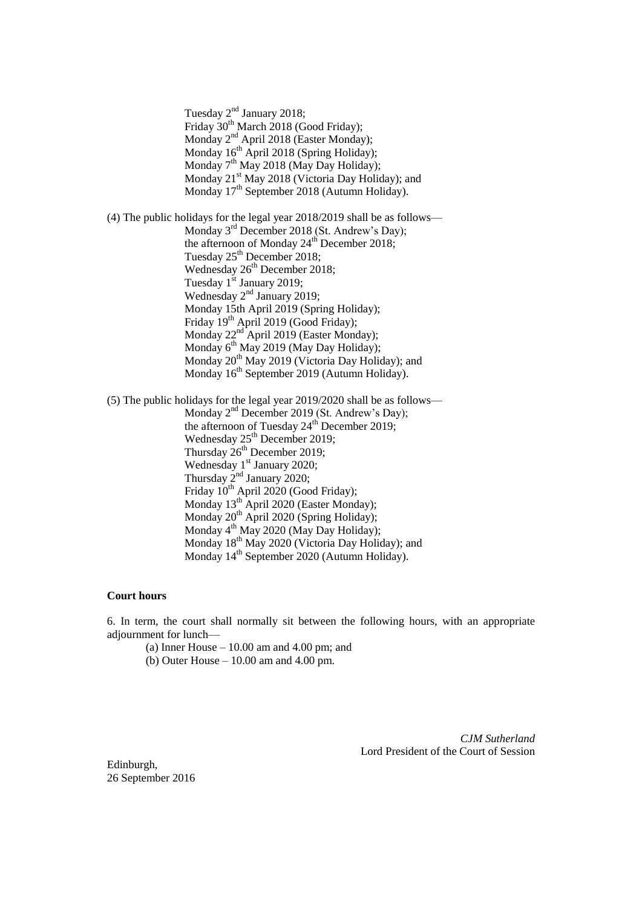Tuesday 2nd January 2018;
Friday 30th March 2018 (Good Friday);
Monday 2nd April 2018 (Easter Monday);
Monday 16th April 2018 (Spring Holiday);
Monday 7th May 2018 (May Day Holiday);
Monday 21st May 2018 (Victoria Day Holiday); and
Monday 17th September 2018 (Autumn Holiday).

(4) The public holidays for the legal year 2018/2019 shall be as follows—

Monday 3rd December 2018 (St. Andrew's Day);
the afternoon of Monday 24th December 2018;
Tuesday 25th December 2018;
Wednesday 26th December 2018;
Tuesday 1st January 2019;
Wednesday 2nd January 2019;
Monday 15th April 2019 (Spring Holiday);
Friday 19th April 2019 (Good Friday);
Monday 22nd April 2019 (Easter Monday);
Monday 6th May 2019 (May Day Holiday);
Monday 20th May 2019 (Victoria Day Holiday); and
Monday 16th September 2019 (Autumn Holiday).

(5) The public holidays for the legal year 2019/2020 shall be as follows—

Monday 2nd December 2019 (St. Andrew's Day);
the afternoon of Tuesday 24th December 2019;
Wednesday 25th December 2019;
Thursday 26th December 2019;
Wednesday 1st January 2020;
Thursday 2nd January 2020;
Friday 10th April 2020 (Good Friday);
Monday 13th April 2020 (Easter Monday);
Monday 20th April 2020 (Spring Holiday);
Monday 4th May 2020 (May Day Holiday);
Monday 18th May 2020 (Victoria Day Holiday); and
Monday 14th September 2020 (Autumn Holiday).

**Court hours**

6. In term, the court shall normally sit between the following hours, with an appropriate adjournment for lunch—

(a) Inner House – 10.00 am and 4.00 pm; and
(b) Outer House – 10.00 am and 4.00 pm.

*CJM Sutherland*
Lord President of the Court of Session

Edinburgh,
26 September 2016